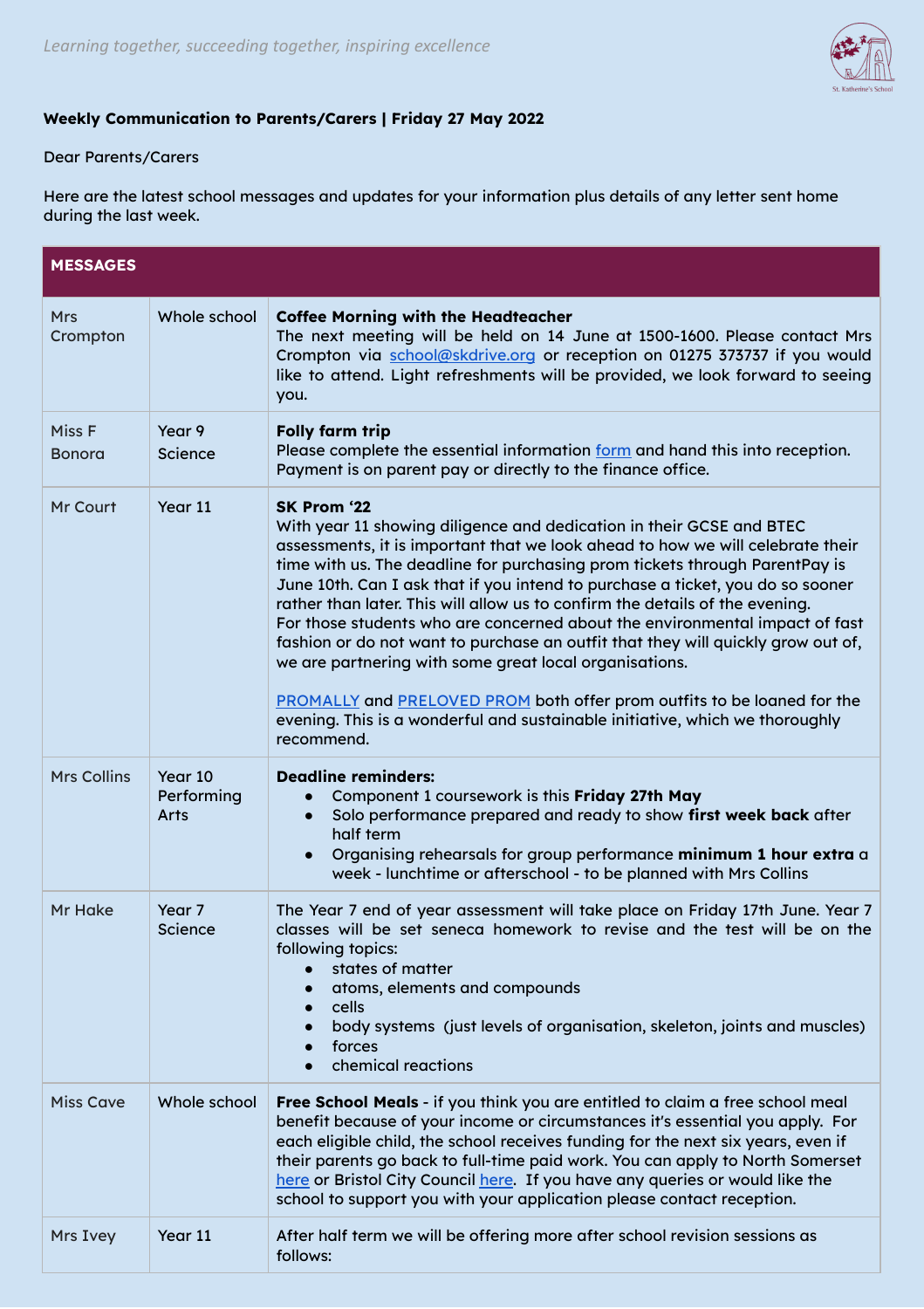*Learning together, succeeding together, inspiring excellence*

**Weekly Communication to Parents/Carers | Friday 27 May 2022**

Dear Parents/Carers

Here are the latest school messages and updates for your information plus details of any letter sent home during the last week.

| **MESSAGES** | | |
|---|---|---|
| Mrs Crompton | Whole school | **Coffee Morning with the Headteacher**<br>The next meeting will be held on 14 June at 1500-1600. Please contact Mrs Crompton via school@skdrive.org or reception on 01275 373737 if you would like to attend. Light refreshments will be provided, we look forward to seeing you. |
| Miss F Bonora | Year 9 Science | **Folly farm trip**<br>Please complete the essential information form and hand this into reception. Payment is on parent pay or directly to the finance office. |
| Mr Court | Year 11 | **SK Prom '22**<br>With year 11 showing diligence and dedication in their GCSE and BTEC assessments, it is important that we look ahead to how we will celebrate their time with us. The deadline for purchasing prom tickets through ParentPay is June 10th. Can I ask that if you intend to purchase a ticket, you do so sooner rather than later. This will allow us to confirm the details of the evening.<br>For those students who are concerned about the environmental impact of fast fashion or do not want to purchase an outfit that they will quickly grow out of, we are partnering with some great local organisations.<br><br>PROMALLY and PRELOVED PROM both offer prom outfits to be loaned for the evening. This is a wonderful and sustainable initiative, which we thoroughly recommend. |
| Mrs Collins | Year 10 Performing Arts | **Deadline reminders:**<br>• Component 1 coursework is this **Friday 27th May**<br>• Solo performance prepared and ready to show **first week back** after half term<br>• Organising rehearsals for group performance **minimum 1 hour extra** a week - lunchtime or afterschool - to be planned with Mrs Collins |
| Mr Hake | Year 7 Science | The Year 7 end of year assessment will take place on Friday 17th June. Year 7 classes will be set seneca homework to revise and the test will be on the following topics:<br>• states of matter<br>• atoms, elements and compounds<br>• cells<br>• body systems (just levels of organisation, skeleton, joints and muscles)<br>• forces<br>• chemical reactions |
| Miss Cave | Whole school | **Free School Meals** - if you think you are entitled to claim a free school meal benefit because of your income or circumstances it's essential you apply. For each eligible child, the school receives funding for the next six years, even if their parents go back to full-time paid work. You can apply to North Somerset here or Bristol City Council here. If you have any queries or would like the school to support you with your application please contact reception. |
| Mrs Ivey | Year 11 | After half term we will be offering more after school revision sessions as follows: |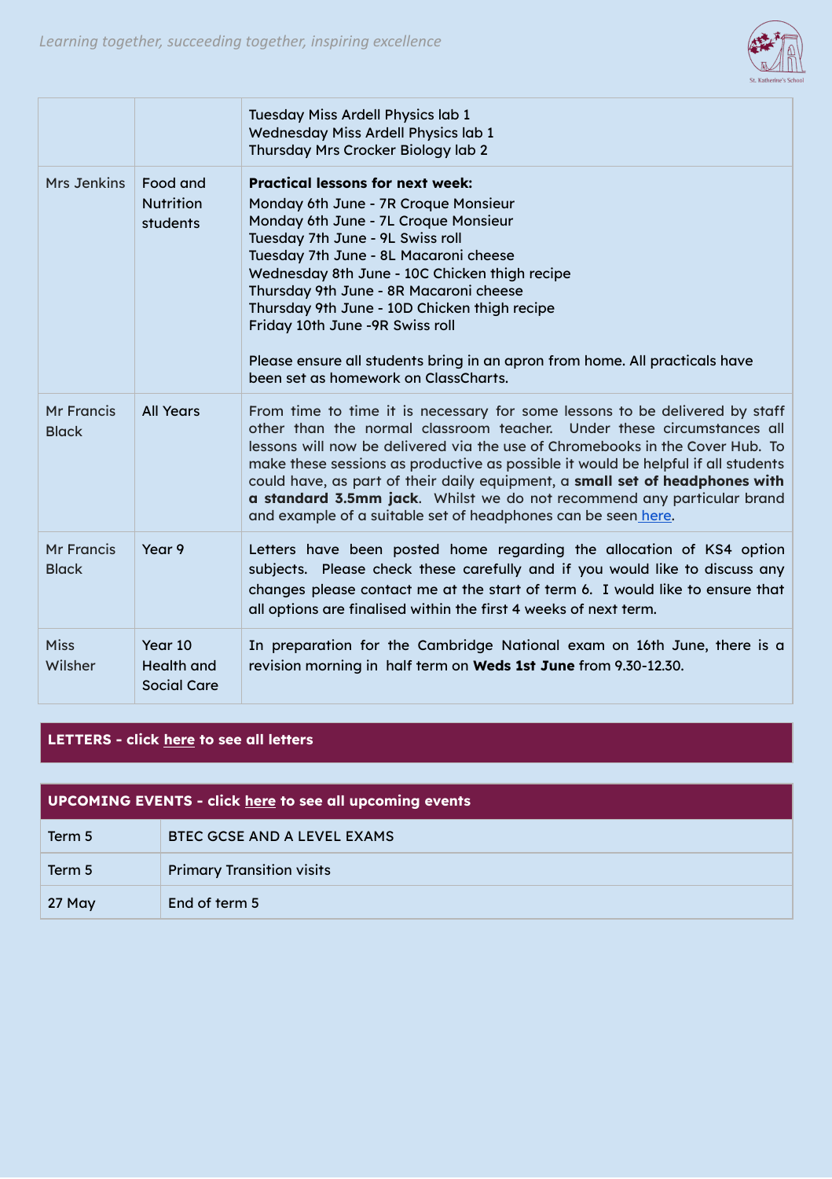| | | |
|---|---|---|
| | | Tuesday Miss Ardell Physics lab 1<br>Wednesday Miss Ardell Physics lab 1<br>Thursday Mrs Crocker Biology lab 2 |
| Mrs Jenkins | Food and Nutrition students | **Practical lessons for next week:**<br>Monday 6th June - 7R Croque Monsieur<br>Monday 6th June - 7L Croque Monsieur<br>Tuesday 7th June - 9L Swiss roll<br>Tuesday 7th June - 8L Macaroni cheese<br>Wednesday 8th June - 10C Chicken thigh recipe<br>Thursday 9th June - 8R Macaroni cheese<br>Thursday 9th June - 10D Chicken thigh recipe<br>Friday 10th June -9R Swiss roll<br><br>Please ensure all students bring in an apron from home. All practicals have been set as homework on ClassCharts. |
| Mr Francis Black | All Years | From time to time it is necessary for some lessons to be delivered by staff other than the normal classroom teacher. Under these circumstances all lessons will now be delivered via the use of Chromebooks in the Cover Hub. To make these sessions as productive as possible it would be helpful if all students could have, as part of their daily equipment, a **small set of headphones with a standard 3.5mm jack**. Whilst we do not recommend any particular brand and example of a suitable set of headphones can be seen here. |
| Mr Francis Black | Year 9 | Letters have been posted home regarding the allocation of KS4 option subjects. Please check these carefully and if you would like to discuss any changes please contact me at the start of term 6. I would like to ensure that all options are finalised within the first 4 weeks of next term. |
| Miss Wilsher | Year 10 Health and Social Care | In preparation for the Cambridge National exam on 16th June, there is a revision morning in half term on **Weds 1st June** from 9.30-12.30. |

**LETTERS - click here to see all letters**

| **UPCOMING EVENTS - click here to see all upcoming events** | |
|---|---|
| Term 5 | BTEC GCSE AND A LEVEL EXAMS |
| Term 5 | Primary Transition visits |
| 27 May | End of term 5 |